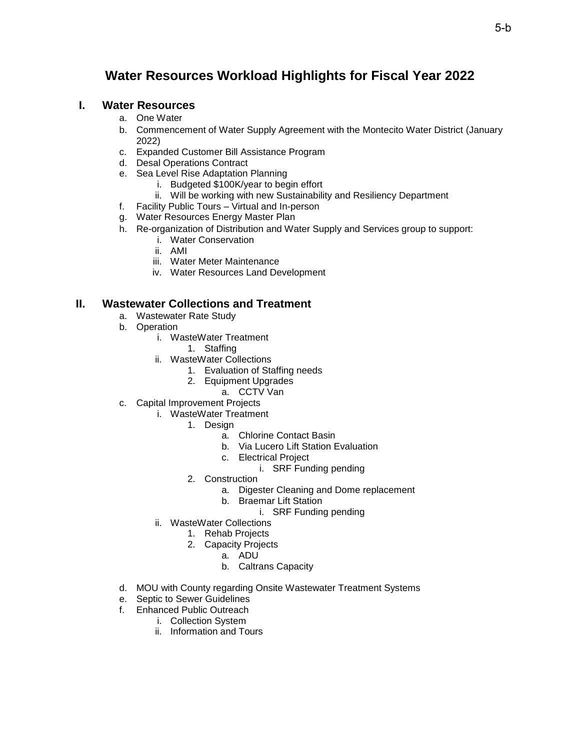# Water Resources Workload Highlights for Fiscal Year 2022

## I. Water Resources

a. One Water
b. Commencement of Water Supply Agreement with the Montecito Water District (January 2022)
c. Expanded Customer Bill Assistance Program
d. Desal Operations Contract
e. Sea Level Rise Adaptation Planning
    i. Budgeted $100K/year to begin effort
    ii. Will be working with new Sustainability and Resiliency Department
f. Facility Public Tours – Virtual and In-person
g. Water Resources Energy Master Plan
h. Re-organization of Distribution and Water Supply and Services group to support:
    i. Water Conservation
    ii. AMI
    iii. Water Meter Maintenance
    iv. Water Resources Land Development

## II. Wastewater Collections and Treatment

a. Wastewater Rate Study
b. Operation
    i. WasteWater Treatment
        1. Staffing
    ii. WasteWater Collections
        1. Evaluation of Staffing needs
        2. Equipment Upgrades
            a. CCTV Van
c. Capital Improvement Projects
    i. WasteWater Treatment
        1. Design
            a. Chlorine Contact Basin
            b. Via Lucero Lift Station Evaluation
            c. Electrical Project
                i. SRF Funding pending
        2. Construction
            a. Digester Cleaning and Dome replacement
            b. Braemar Lift Station
                i. SRF Funding pending
    ii. WasteWater Collections
        1. Rehab Projects
        2. Capacity Projects
            a. ADU
            b. Caltrans Capacity
d. MOU with County regarding Onsite Wastewater Treatment Systems
e. Septic to Sewer Guidelines
f. Enhanced Public Outreach
    i. Collection System
    ii. Information and Tours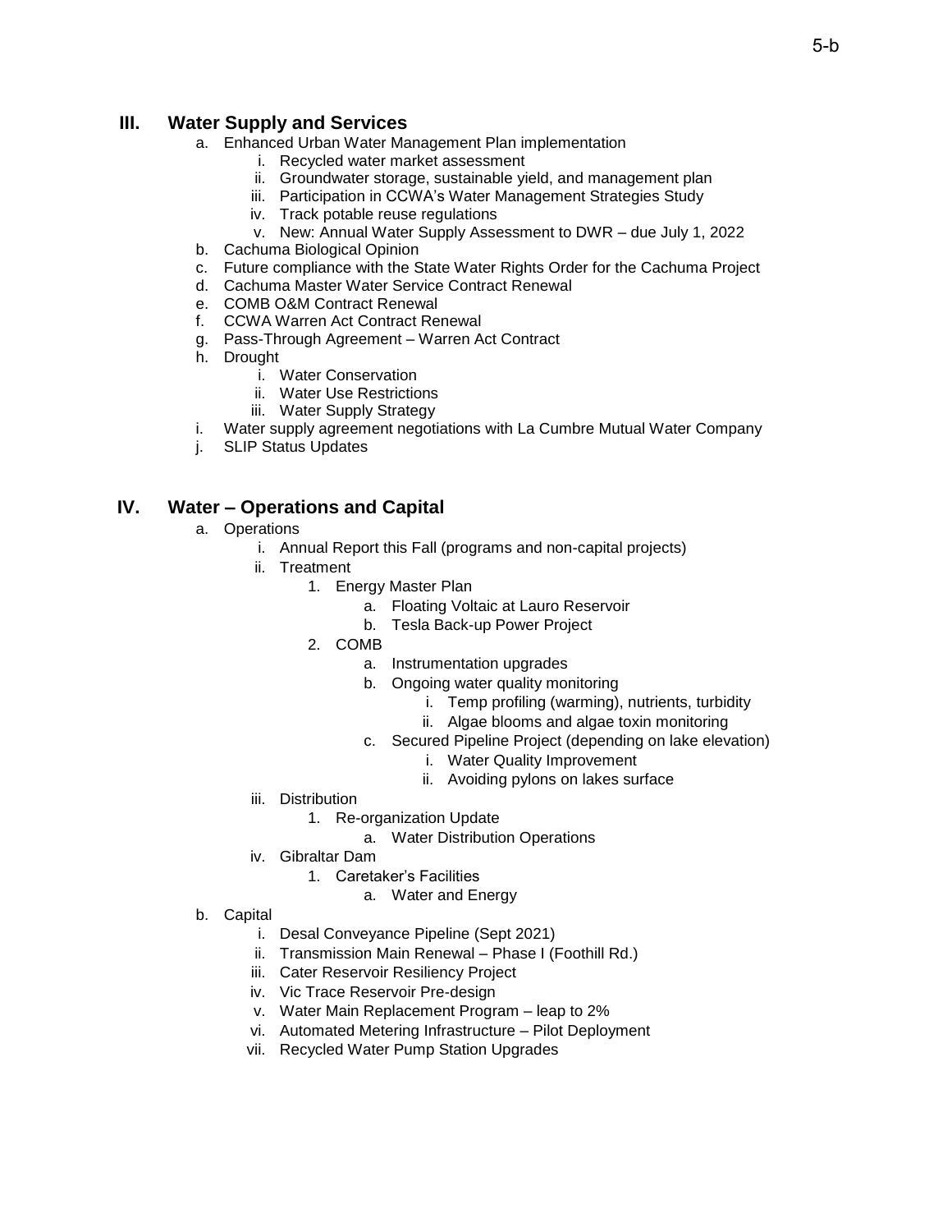## III. Water Supply and Services

a. Enhanced Urban Water Management Plan implementation
    i. Recycled water market assessment
    ii. Groundwater storage, sustainable yield, and management plan
    iii. Participation in CCWA's Water Management Strategies Study
    iv. Track potable reuse regulations
    v. New: Annual Water Supply Assessment to DWR – due July 1, 2022
b. Cachuma Biological Opinion
c. Future compliance with the State Water Rights Order for the Cachuma Project
d. Cachuma Master Water Service Contract Renewal
e. COMB O&M Contract Renewal
f. CCWA Warren Act Contract Renewal
g. Pass-Through Agreement – Warren Act Contract
h. Drought
    i. Water Conservation
    ii. Water Use Restrictions
    iii. Water Supply Strategy
i. Water supply agreement negotiations with La Cumbre Mutual Water Company
j. SLIP Status Updates

## IV. Water – Operations and Capital

a. Operations
    i. Annual Report this Fall (programs and non-capital projects)
    ii. Treatment
        1. Energy Master Plan
            a. Floating Voltaic at Lauro Reservoir
            b. Tesla Back-up Power Project
        2. COMB
            a. Instrumentation upgrades
            b. Ongoing water quality monitoring
                i. Temp profiling (warming), nutrients, turbidity
                ii. Algae blooms and algae toxin monitoring
            c. Secured Pipeline Project (depending on lake elevation)
                i. Water Quality Improvement
                ii. Avoiding pylons on lakes surface
    iii. Distribution
        1. Re-organization Update
            a. Water Distribution Operations
    iv. Gibraltar Dam
        1. Caretaker's Facilities
            a. Water and Energy
b. Capital
    i. Desal Conveyance Pipeline (Sept 2021)
    ii. Transmission Main Renewal – Phase I (Foothill Rd.)
    iii. Cater Reservoir Resiliency Project
    iv. Vic Trace Reservoir Pre-design
    v. Water Main Replacement Program – leap to 2%
    vi. Automated Metering Infrastructure – Pilot Deployment
    vii. Recycled Water Pump Station Upgrades